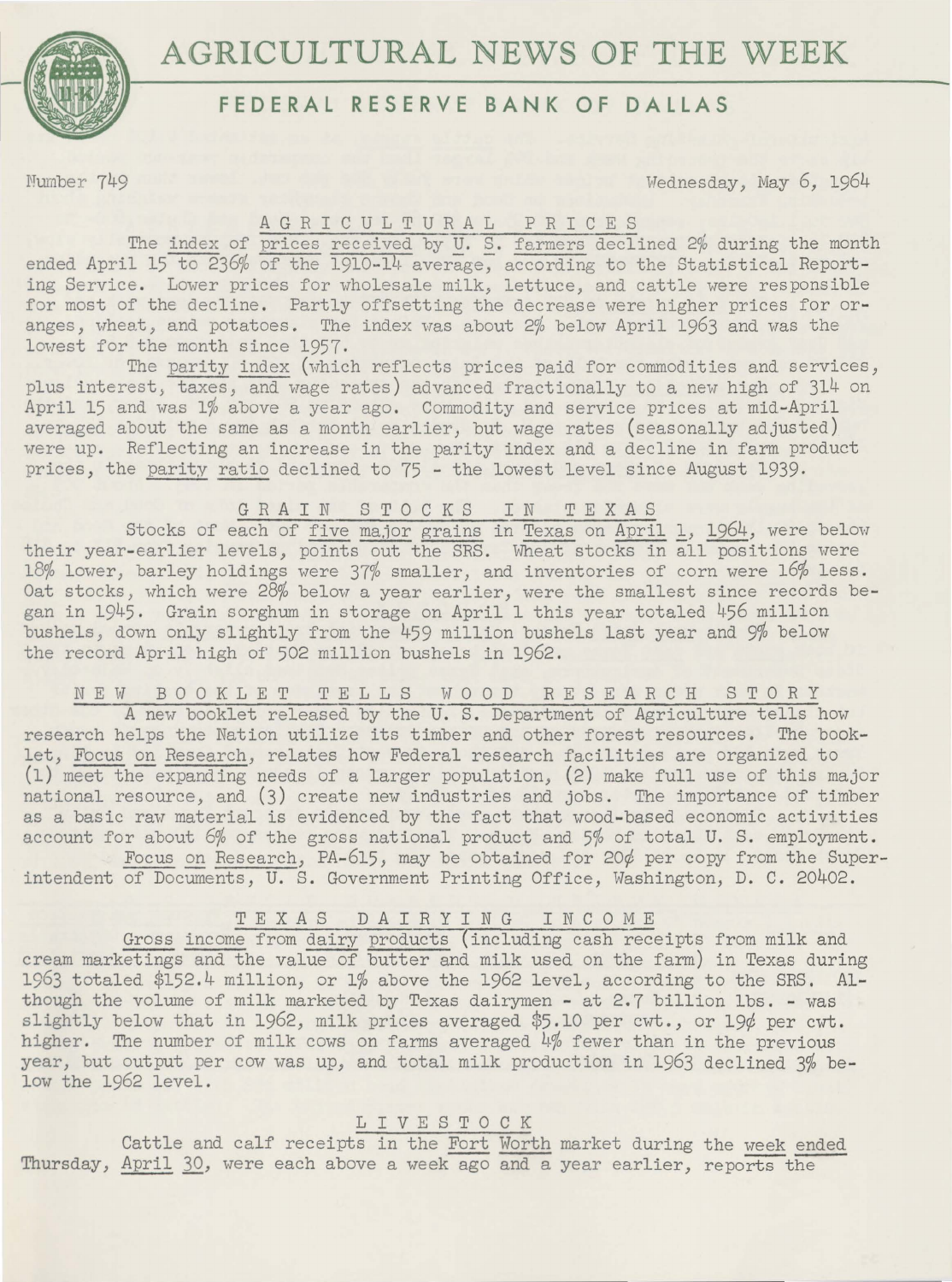# AGRICULTURAL NEWS OF THE WEEK

## FEDERAL RESERVE BANK OF DALLAS

Number 749 Wednesday, May 6, 1964

### AGRICULTURAL PRICES

The index of prices received by U. S. farmers declined 2% during the month ended April 15 to 236% of the 1910-14 average, according to the Statistical Reporting Service. Lower prices for wholesale milk, lettuce, and cattle were responsible for most of the decline. Partly offsetting the decrease were higher prices for oranges, wheat, and potatoes. The index was about 2% below April 1963 and was the lowest for the month since 1957.

The parity index (which reflects prices paid for commodities and services, plus interest, taxes, and wage rates) advanced fractionally to a new high of 314 on April 15 and was 1% above a year ago. Commodity and service prices at mid-April averaged about the same as a month earlier, but wage rates (seasonally adjusted) were up. Reflecting an increase in the parity index and a decline in farm product prices, the parity ratio declined to 75 - the lowest level since August 1939.

### GRAIN STOCKS IN TEXAS

Stocks of each of five major grains in Texas on April 1, 1964, were below their year-earlier levels, points out the SRS. Wheat stocks in all positions were 18% lower, barley holdings were 37% smaller, and inventories of corn were 16% less. Oat stocks, which were 28% below a year earlier, were the smallest since records began in 1945. Grain sorghum in storage on April 1 this year totaled 456 million bushels, down only slightly from the 459 million bushels last year and 9% below the record April high of 502 million bushels in 1962.

### NEW BOOKLET TELLS WOOD RESEARCH STORY

A new booklet released by the U. S. Department of Agriculture tells how research helps the Nation utilize its timber and other forest resources. The booklet, Focus on Research, relates how Federal research facilities are organized to (1) meet the expanding needs of a larger population, (2) make full use of this major national resource, and (3) create new industries and jobs. The importance of timber as a basic raw material is evidenced by the fact that wood-based economic activities account for about 6% of the gross national product and 5% of total U. S. employment.

Focus on Research, PA-615, may be obtained for 20¢ per copy from the Superintendent of Documents, U. S. Government Printing Office, Washington, D. C. 20402.

### TEXAS DAIRYING INCOME

Gross income from dairy products (including cash receipts from milk and cream marketings and the value of butter and milk used on the farm) in Texas during 1963 totaled $152.4 million, or 1% above the 1962 level, according to the SRS. Although the volume of milk marketed by Texas dairymen - at 2.7 billion lbs. - was slightly below that in 1962, milk prices averaged $5.10 per cwt., or 19¢ per cwt. higher. The number of milk cows on farms averaged 4% fewer than in the previous year, but output per cow was up, and total milk production in 1963 declined 3% below the 1962 level.

### LIVESTOCK

Cattle and calf receipts in the Fort Worth market during the week ended Thursday, April 30, were each above a week ago and a year earlier, reports the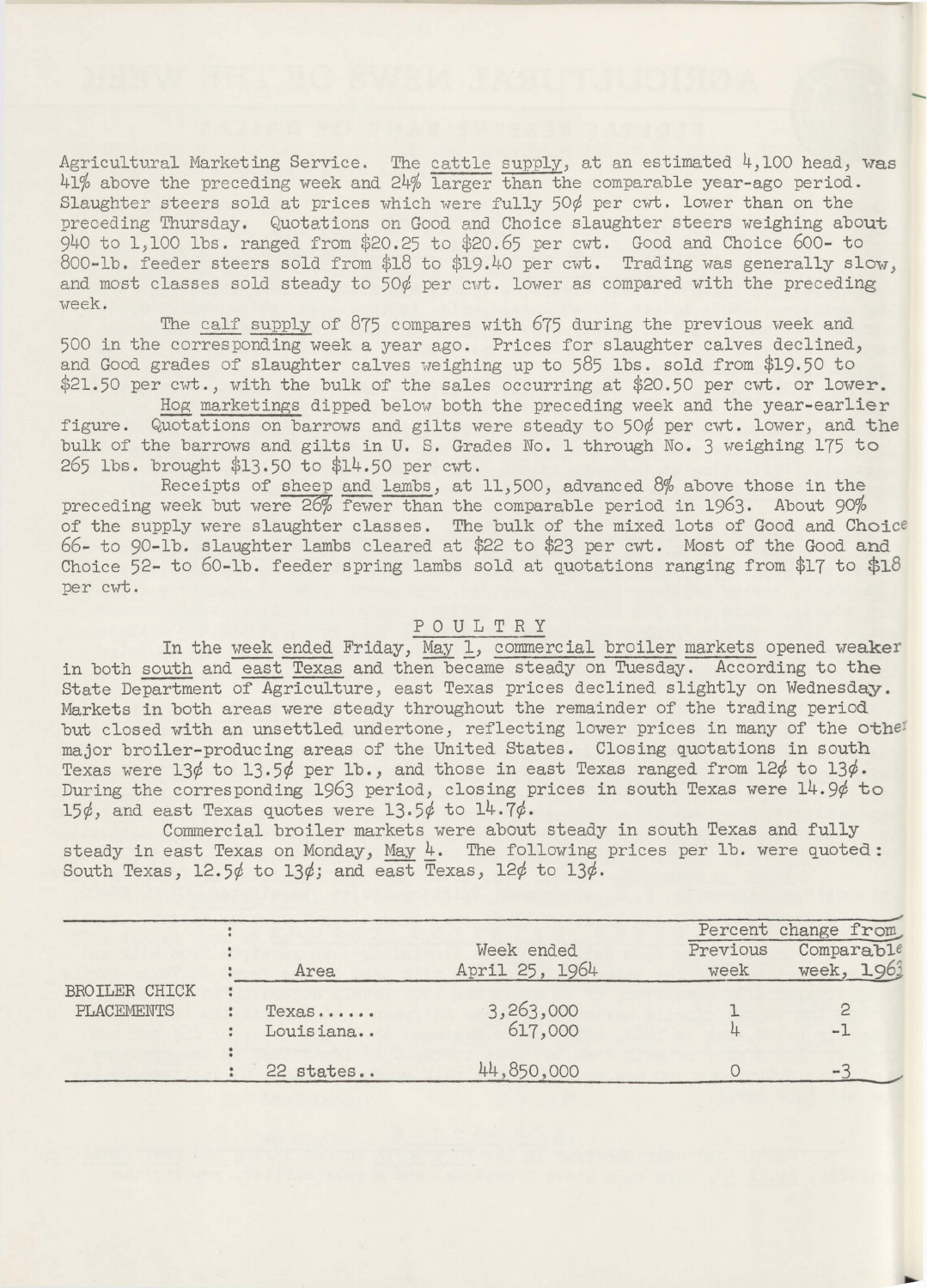Agricultural Marketing Service. The cattle supply, at an estimated 4,100 head, was 41% above the preceding week and 24% larger than the comparable year-ago period. Slaughter steers sold at prices which were fully 50¢ per cwt. lower than on the preceding Thursday. Quotations on Good and Choice slaughter steers weighing about 940 to 1,100 lbs. ranged from $20.25 to $20.65 per cwt. Good and Choice 600- to 800-lb. feeder steers sold from $18 to $19.40 per cwt. Trading was generally slow, and most classes sold steady to 50¢ per cwt. lower as compared with the preceding week.

The calf supply of 875 compares with 675 during the previous week and 500 in the corresponding week a year ago. Prices for slaughter calves declined, and Good grades of slaughter calves weighing up to 585 lbs. sold from $19.50 to $21.50 per cwt., with the bulk of the sales occurring at $20.50 per cwt. or lower.

Hog marketings dipped below both the preceding week and the year-earlier figure. Quotations on barrows and gilts were steady to 50¢ per cwt. lower, and the bulk of the barrows and gilts in U. S. Grades No. 1 through No. 3 weighing 175 to 265 lbs. brought $13.50 to $14.50 per cwt.

Receipts of sheep and lambs, at 11,500, advanced 8% above those in the preceding week but were 26% fewer than the comparable period in 1963. About 90% of the supply were slaughter classes. The bulk of the mixed lots of Good and Choice 66- to 90-lb. slaughter lambs cleared at $22 to $23 per cwt. Most of the Good and Choice 52- to 60-lb. feeder spring lambs sold at quotations ranging from $17 to $18 per cwt.

## POULTRY

In the week ended Friday, May 1, commercial broiler markets opened weaker in both south and east Texas and then became steady on Tuesday. According to the State Department of Agriculture, east Texas prices declined slightly on Wednesday. Markets in both areas were steady throughout the remainder of the trading period but closed with an unsettled undertone, reflecting lower prices in many of the other major broiler-producing areas of the United States. Closing quotations in south Texas were 13¢ to 13.5¢ per lb., and those in east Texas ranged from 12¢ to 13¢. During the corresponding 1963 period, closing prices in south Texas were 14.9¢ to 15¢, and east Texas quotes were 13.5¢ to 14.7¢.

Commercial broiler markets were about steady in south Texas and fully steady in east Texas on Monday, May 4. The following prices per lb. were quoted: South Texas, 12.5¢ to 13¢; and east Texas, 12¢ to 13¢.

| | Area | Week ended April 25, 1964 | Percent change from Previous week | Percent change from Comparable week, 1963 |
|---|---|---|---|---|
| BROILER CHICK PLACEMENTS | Texas...... | 3,263,000 | 1 | 2 |
| | Louisiana.. | 617,000 | 4 | -1 |
| | 22 states.. | 44,850,000 | 0 | -3 |